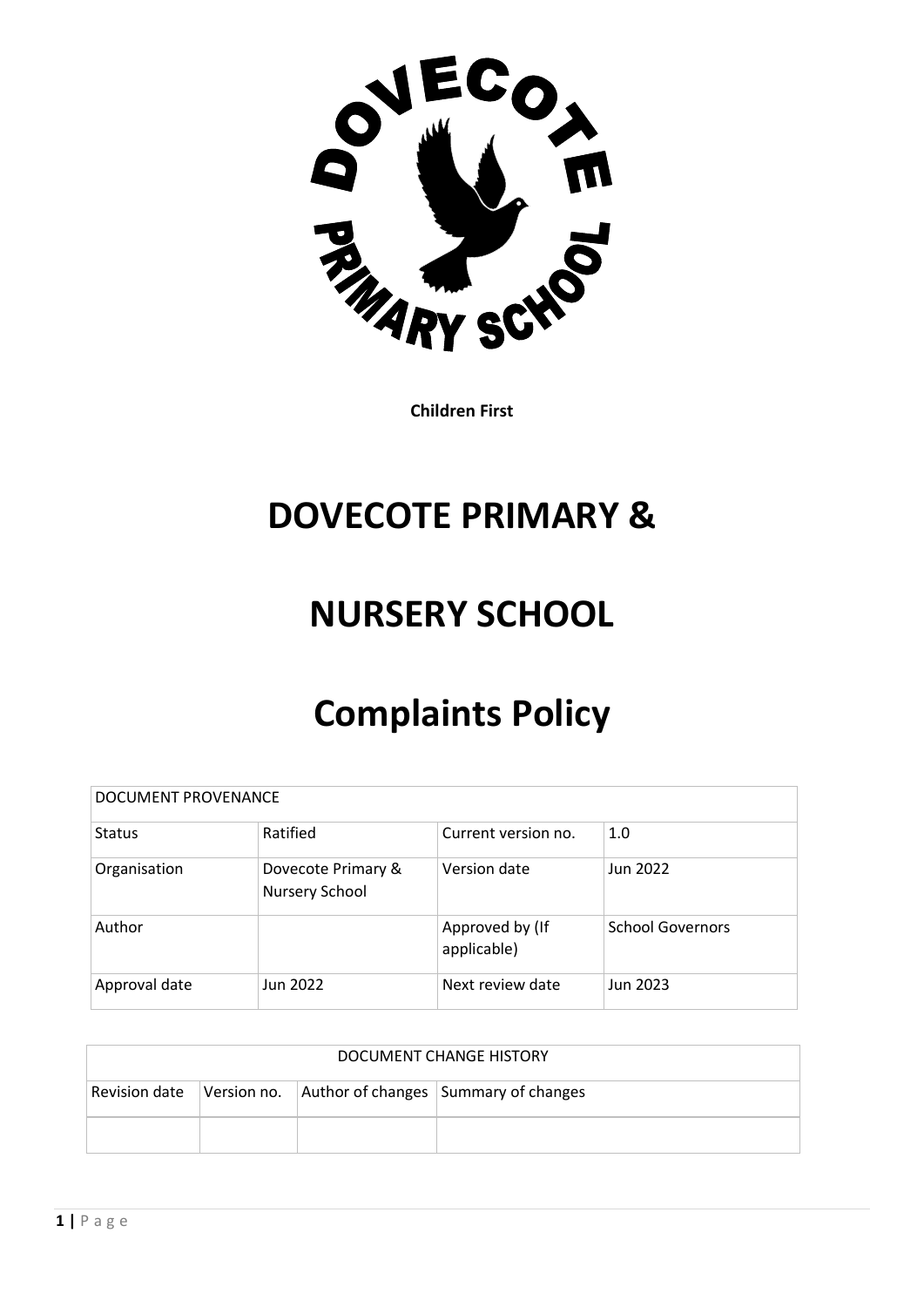**Children First**

# DOVECOTE PRIMARY &

# NURSERY SCHOOL

# Complaints Policy

| DOCUMENT PROVENANCE | | | |
|---|---|---|---|
| Status | Ratified | Current version no. | 1.0 |
| Organisation | Dovecote Primary & Nursery School | Version date | Jun 2022 |
| Author | | Approved by (If applicable) | School Governors |
| Approval date | Jun 2022 | Next review date | Jun 2023 |

| DOCUMENT CHANGE HISTORY | | | |
|---|---|---|---|
| Revision date | Version no. | Author of changes | Summary of changes |
| | | | |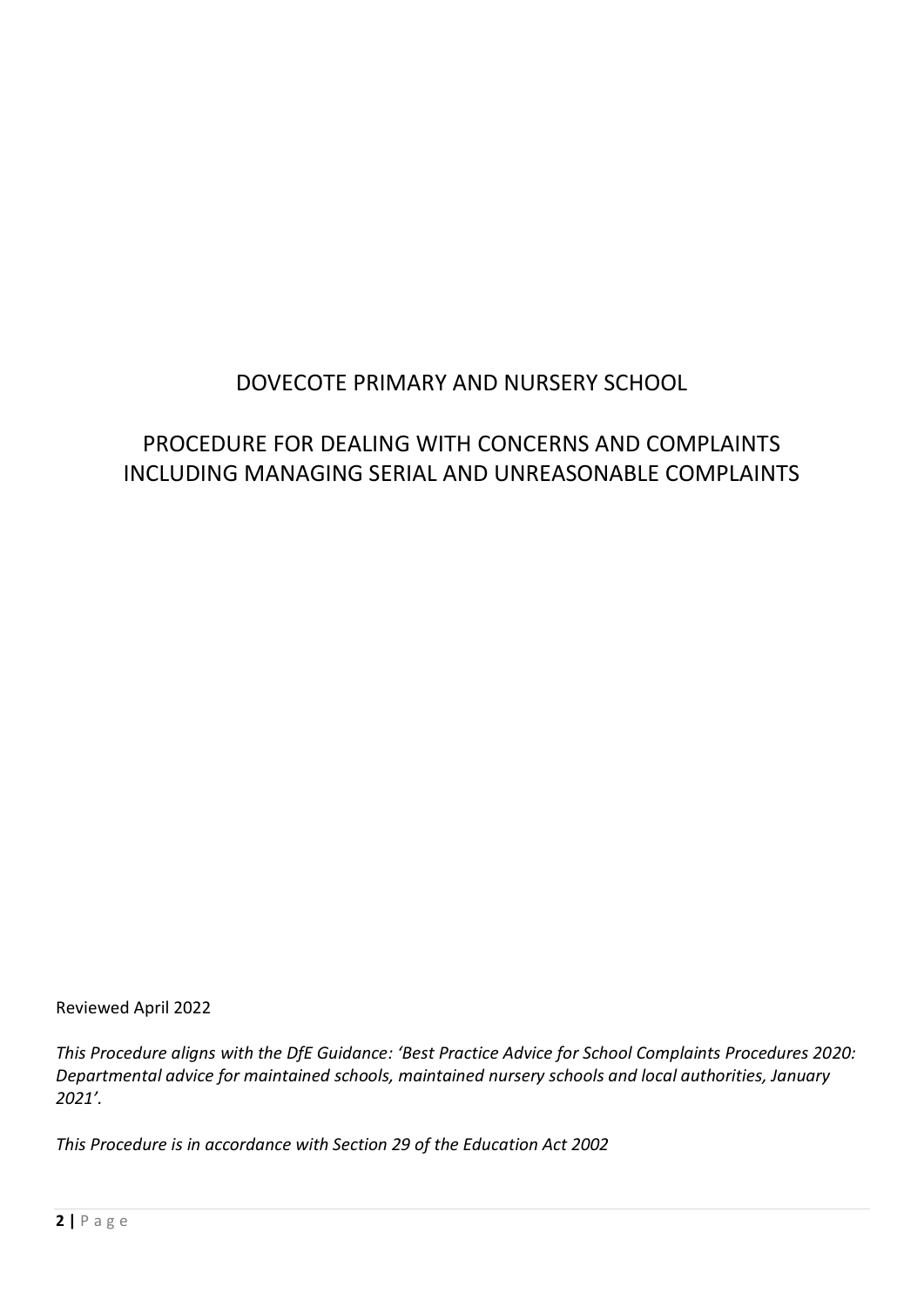# DOVECOTE PRIMARY AND NURSERY SCHOOL

## PROCEDURE FOR DEALING WITH CONCERNS AND COMPLAINTS INCLUDING MANAGING SERIAL AND UNREASONABLE COMPLAINTS

Reviewed April 2022

*This Procedure aligns with the DfE Guidance: 'Best Practice Advice for School Complaints Procedures 2020: Departmental advice for maintained schools, maintained nursery schools and local authorities, January 2021'.*

*This Procedure is in accordance with Section 29 of the Education Act 2002*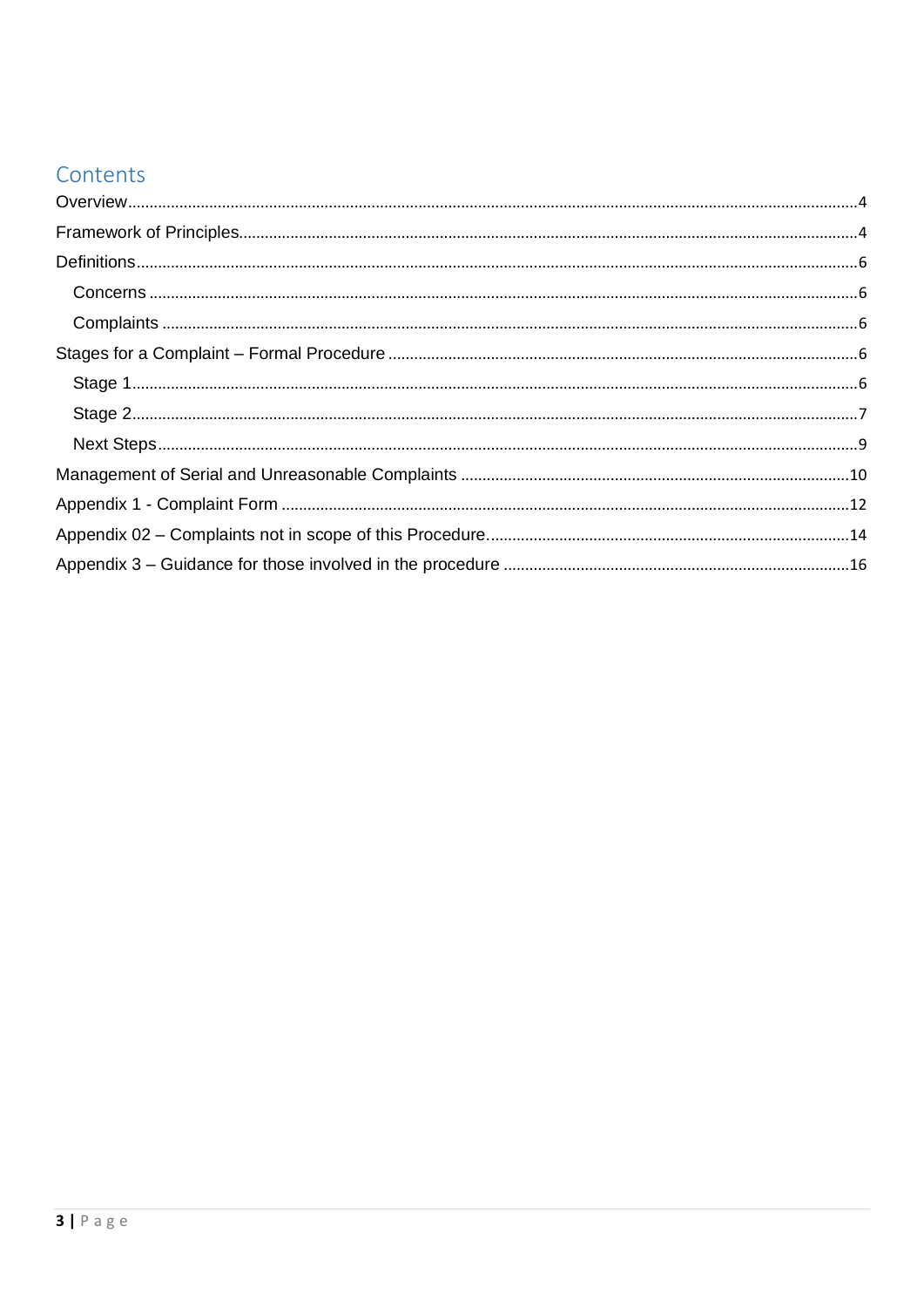## Contents

Overview ... 4

Framework of Principles ... 4

Definitions ... 6

- Concerns ... 6
- Complaints ... 6

Stages for a Complaint – Formal Procedure ... 6

- Stage 1 ... 6
- Stage 2 ... 7
- Next Steps ... 9

Management of Serial and Unreasonable Complaints ... 10

Appendix 1 - Complaint Form ... 12

Appendix 02 – Complaints not in scope of this Procedure ... 14

Appendix 3 – Guidance for those involved in the procedure ... 16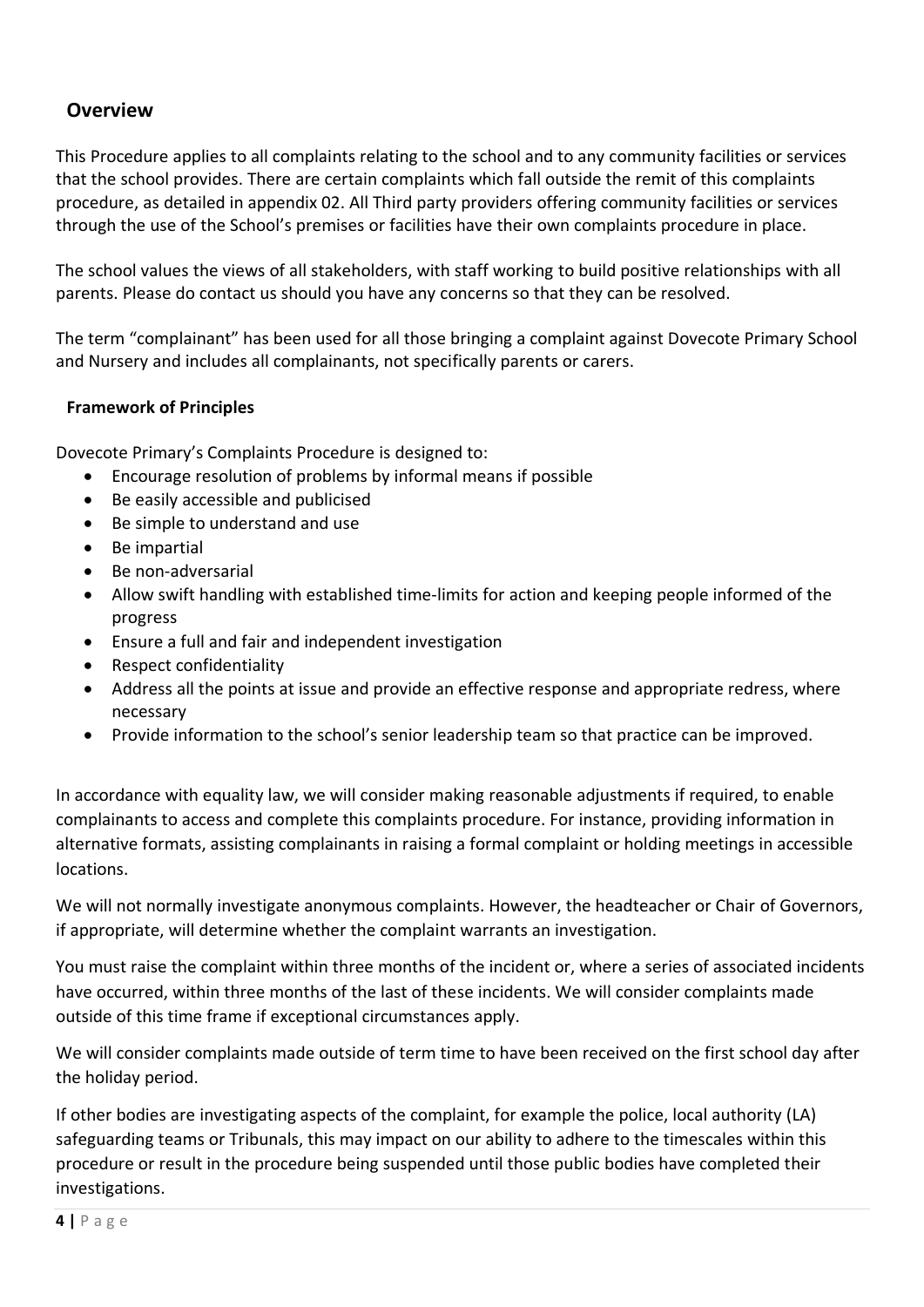## Overview

This Procedure applies to all complaints relating to the school and to any community facilities or services that the school provides. There are certain complaints which fall outside the remit of this complaints procedure, as detailed in appendix 02. All Third party providers offering community facilities or services through the use of the School's premises or facilities have their own complaints procedure in place.

The school values the views of all stakeholders, with staff working to build positive relationships with all parents. Please do contact us should you have any concerns so that they can be resolved.

The term "complainant" has been used for all those bringing a complaint against Dovecote Primary School and Nursery and includes all complainants, not specifically parents or carers.

### Framework of Principles

Dovecote Primary's Complaints Procedure is designed to:

- Encourage resolution of problems by informal means if possible
- Be easily accessible and publicised
- Be simple to understand and use
- Be impartial
- Be non-adversarial
- Allow swift handling with established time-limits for action and keeping people informed of the progress
- Ensure a full and fair and independent investigation
- Respect confidentiality
- Address all the points at issue and provide an effective response and appropriate redress, where necessary
- Provide information to the school's senior leadership team so that practice can be improved.

In accordance with equality law, we will consider making reasonable adjustments if required, to enable complainants to access and complete this complaints procedure. For instance, providing information in alternative formats, assisting complainants in raising a formal complaint or holding meetings in accessible locations.

We will not normally investigate anonymous complaints. However, the headteacher or Chair of Governors, if appropriate, will determine whether the complaint warrants an investigation.

You must raise the complaint within three months of the incident or, where a series of associated incidents have occurred, within three months of the last of these incidents. We will consider complaints made outside of this time frame if exceptional circumstances apply.

We will consider complaints made outside of term time to have been received on the first school day after the holiday period.

If other bodies are investigating aspects of the complaint, for example the police, local authority (LA) safeguarding teams or Tribunals, this may impact on our ability to adhere to the timescales within this procedure or result in the procedure being suspended until those public bodies have completed their investigations.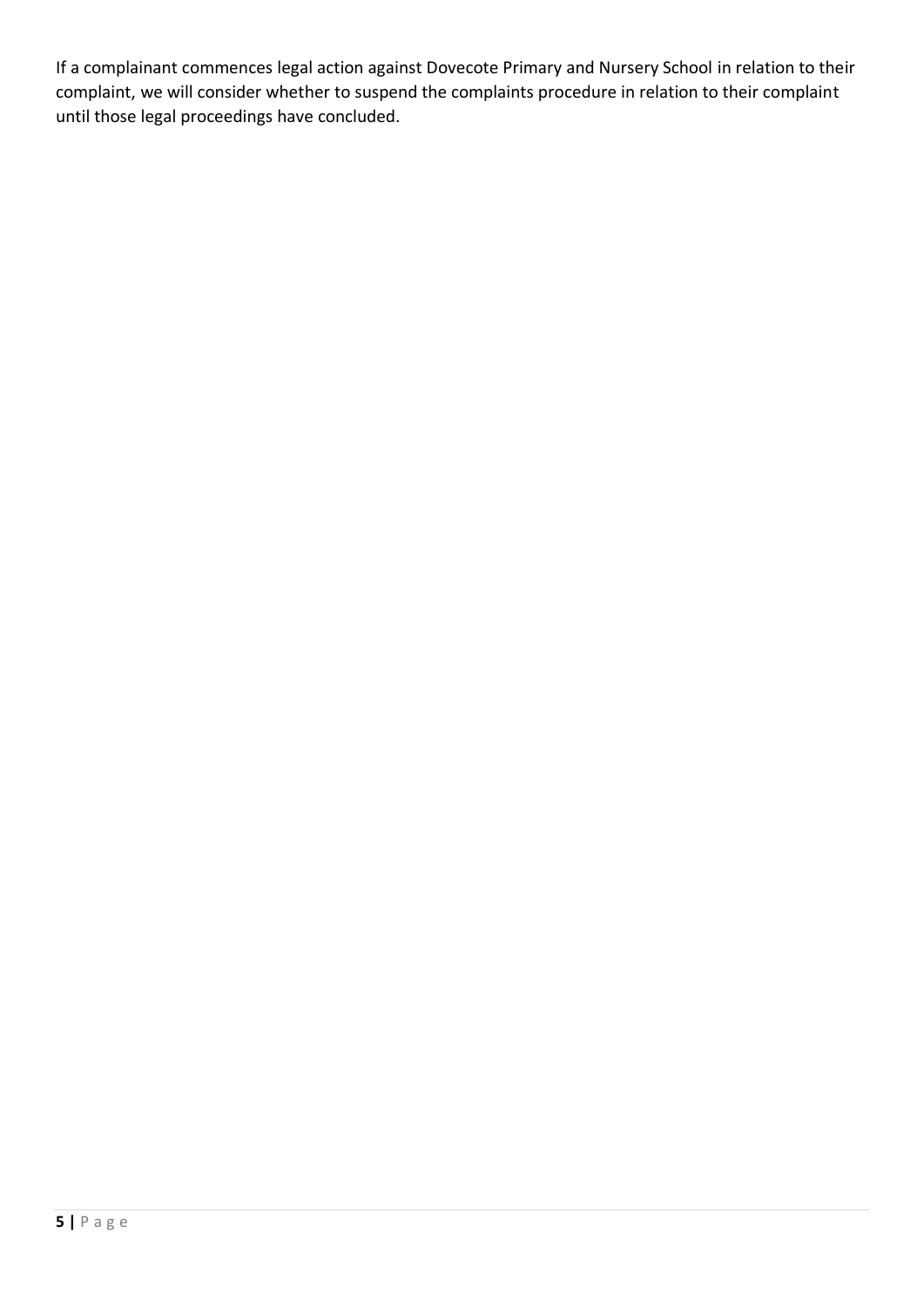If a complainant commences legal action against Dovecote Primary and Nursery School in relation to their complaint, we will consider whether to suspend the complaints procedure in relation to their complaint until those legal proceedings have concluded.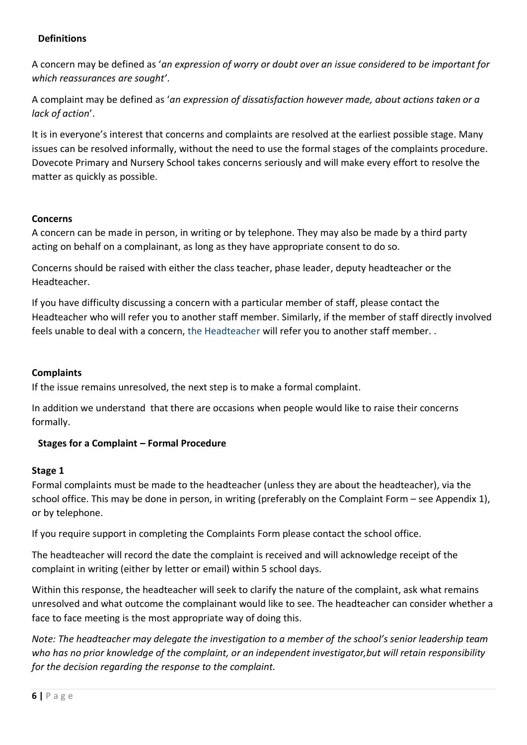## Definitions

A concern may be defined as '*an expression of worry or doubt over an issue considered to be important for which reassurances are sought*'.

A complaint may be defined as '*an expression of dissatisfaction however made, about actions taken or a lack of action*'.

It is in everyone's interest that concerns and complaints are resolved at the earliest possible stage. Many issues can be resolved informally, without the need to use the formal stages of the complaints procedure. Dovecote Primary and Nursery School takes concerns seriously and will make every effort to resolve the matter as quickly as possible.

### Concerns

A concern can be made in person, in writing or by telephone. They may also be made by a third party acting on behalf on a complainant, as long as they have appropriate consent to do so.

Concerns should be raised with either the class teacher, phase leader, deputy headteacher or the Headteacher.

If you have difficulty discussing a concern with a particular member of staff, please contact the Headteacher who will refer you to another staff member. Similarly, if the member of staff directly involved feels unable to deal with a concern, the Headteacher will refer you to another staff member. .

### Complaints

If the issue remains unresolved, the next step is to make a formal complaint.

In addition we understand that there are occasions when people would like to raise their concerns formally.

## Stages for a Complaint – Formal Procedure

### Stage 1

Formal complaints must be made to the headteacher (unless they are about the headteacher), via the school office. This may be done in person, in writing (preferably on the Complaint Form – see Appendix 1), or by telephone.

If you require support in completing the Complaints Form please contact the school office.

The headteacher will record the date the complaint is received and will acknowledge receipt of the complaint in writing (either by letter or email) within 5 school days.

Within this response, the headteacher will seek to clarify the nature of the complaint, ask what remains unresolved and what outcome the complainant would like to see. The headteacher can consider whether a face to face meeting is the most appropriate way of doing this.

*Note: The headteacher may delegate the investigation to a member of the school's senior leadership team who has no prior knowledge of the complaint, or an independent investigator,but will retain responsibility for the decision regarding the response to the complaint.*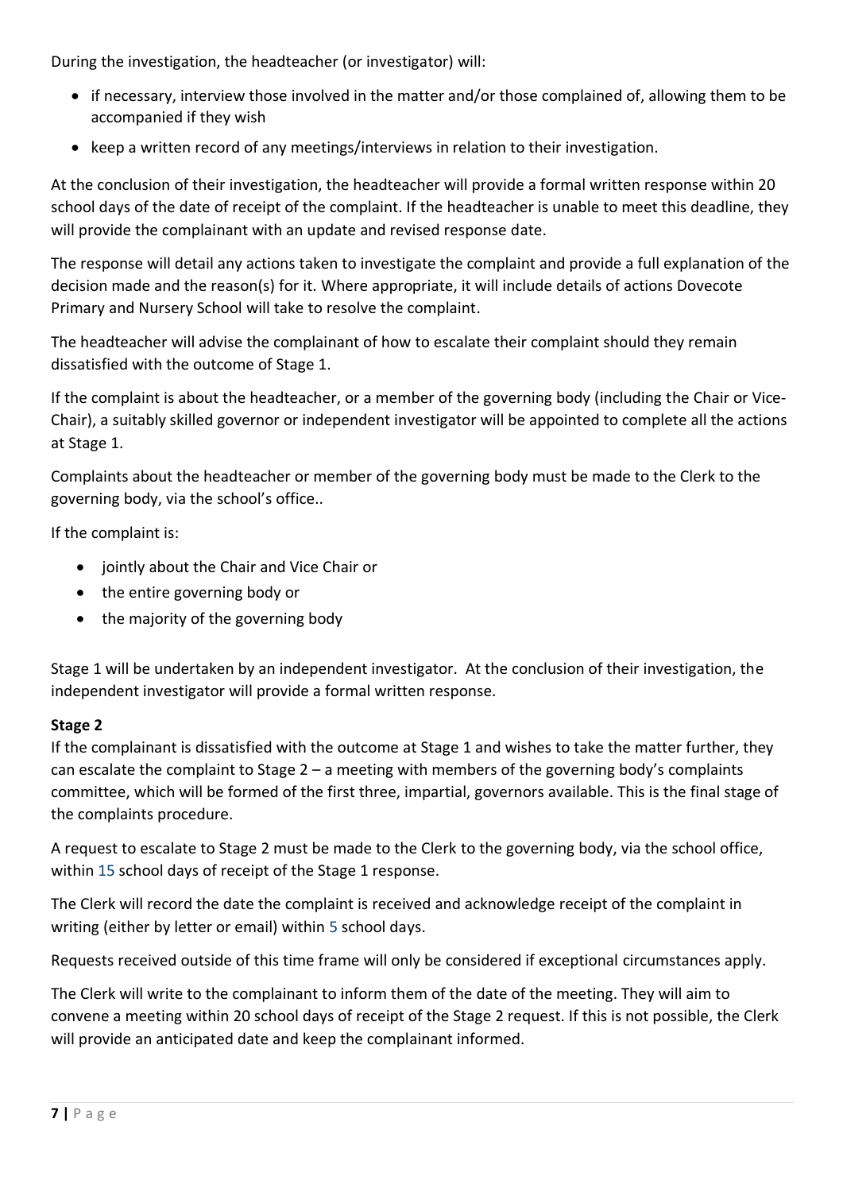During the investigation, the headteacher (or investigator) will:

- if necessary, interview those involved in the matter and/or those complained of, allowing them to be accompanied if they wish
- keep a written record of any meetings/interviews in relation to their investigation.

At the conclusion of their investigation, the headteacher will provide a formal written response within 20 school days of the date of receipt of the complaint. If the headteacher is unable to meet this deadline, they will provide the complainant with an update and revised response date.

The response will detail any actions taken to investigate the complaint and provide a full explanation of the decision made and the reason(s) for it. Where appropriate, it will include details of actions Dovecote Primary and Nursery School will take to resolve the complaint.

The headteacher will advise the complainant of how to escalate their complaint should they remain dissatisfied with the outcome of Stage 1.

If the complaint is about the headteacher, or a member of the governing body (including the Chair or Vice-Chair), a suitably skilled governor or independent investigator will be appointed to complete all the actions at Stage 1.

Complaints about the headteacher or member of the governing body must be made to the Clerk to the governing body, via the school's office..

If the complaint is:

- jointly about the Chair and Vice Chair or
- the entire governing body or
- the majority of the governing body

Stage 1 will be undertaken by an independent investigator. At the conclusion of their investigation, the independent investigator will provide a formal written response.

**Stage 2**

If the complainant is dissatisfied with the outcome at Stage 1 and wishes to take the matter further, they can escalate the complaint to Stage 2 – a meeting with members of the governing body's complaints committee, which will be formed of the first three, impartial, governors available. This is the final stage of the complaints procedure.

A request to escalate to Stage 2 must be made to the Clerk to the governing body, via the school office, within 15 school days of receipt of the Stage 1 response.

The Clerk will record the date the complaint is received and acknowledge receipt of the complaint in writing (either by letter or email) within 5 school days.

Requests received outside of this time frame will only be considered if exceptional circumstances apply.

The Clerk will write to the complainant to inform them of the date of the meeting. They will aim to convene a meeting within 20 school days of receipt of the Stage 2 request. If this is not possible, the Clerk will provide an anticipated date and keep the complainant informed.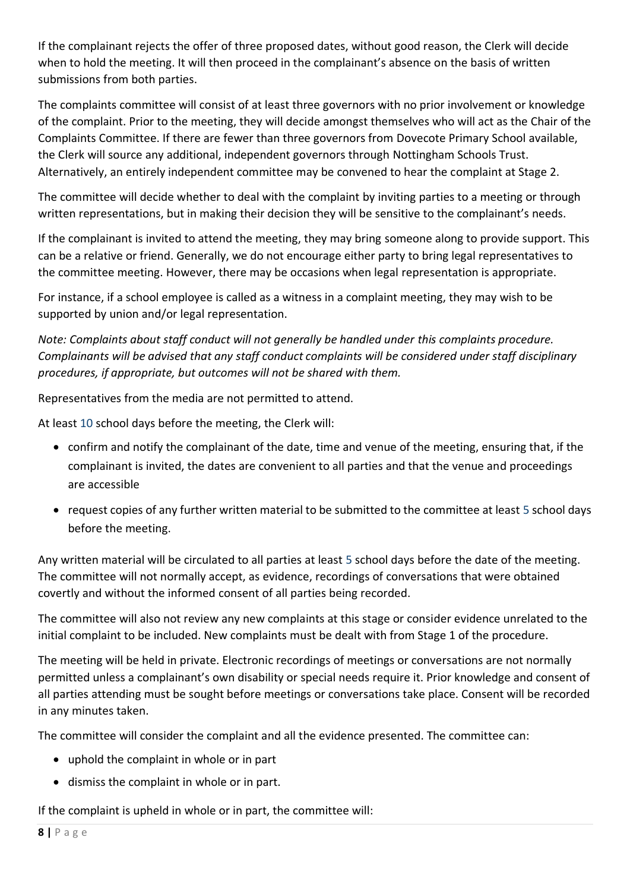If the complainant rejects the offer of three proposed dates, without good reason, the Clerk will decide when to hold the meeting. It will then proceed in the complainant's absence on the basis of written submissions from both parties.

The complaints committee will consist of at least three governors with no prior involvement or knowledge of the complaint. Prior to the meeting, they will decide amongst themselves who will act as the Chair of the Complaints Committee. If there are fewer than three governors from Dovecote Primary School available, the Clerk will source any additional, independent governors through Nottingham Schools Trust. Alternatively, an entirely independent committee may be convened to hear the complaint at Stage 2.

The committee will decide whether to deal with the complaint by inviting parties to a meeting or through written representations, but in making their decision they will be sensitive to the complainant's needs.

If the complainant is invited to attend the meeting, they may bring someone along to provide support. This can be a relative or friend. Generally, we do not encourage either party to bring legal representatives to the committee meeting. However, there may be occasions when legal representation is appropriate.

For instance, if a school employee is called as a witness in a complaint meeting, they may wish to be supported by union and/or legal representation.

*Note: Complaints about staff conduct will not generally be handled under this complaints procedure. Complainants will be advised that any staff conduct complaints will be considered under staff disciplinary procedures, if appropriate, but outcomes will not be shared with them.*

Representatives from the media are not permitted to attend.

At least 10 school days before the meeting, the Clerk will:

- confirm and notify the complainant of the date, time and venue of the meeting, ensuring that, if the complainant is invited, the dates are convenient to all parties and that the venue and proceedings are accessible
- request copies of any further written material to be submitted to the committee at least 5 school days before the meeting.

Any written material will be circulated to all parties at least 5 school days before the date of the meeting. The committee will not normally accept, as evidence, recordings of conversations that were obtained covertly and without the informed consent of all parties being recorded.

The committee will also not review any new complaints at this stage or consider evidence unrelated to the initial complaint to be included. New complaints must be dealt with from Stage 1 of the procedure.

The meeting will be held in private. Electronic recordings of meetings or conversations are not normally permitted unless a complainant's own disability or special needs require it. Prior knowledge and consent of all parties attending must be sought before meetings or conversations take place. Consent will be recorded in any minutes taken.

The committee will consider the complaint and all the evidence presented. The committee can:

- uphold the complaint in whole or in part
- dismiss the complaint in whole or in part.

If the complaint is upheld in whole or in part, the committee will: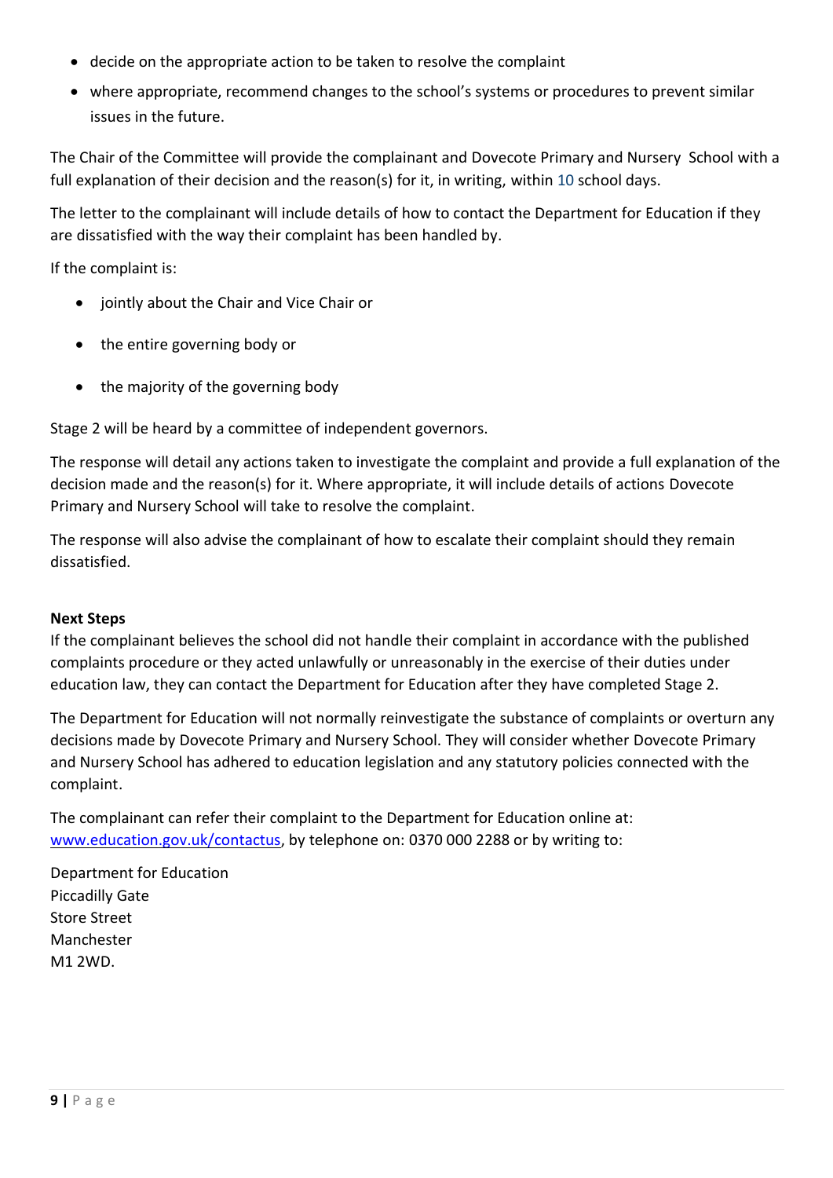- decide on the appropriate action to be taken to resolve the complaint
- where appropriate, recommend changes to the school's systems or procedures to prevent similar issues in the future.

The Chair of the Committee will provide the complainant and Dovecote Primary and Nursery School with a full explanation of their decision and the reason(s) for it, in writing, within 10 school days.

The letter to the complainant will include details of how to contact the Department for Education if they are dissatisfied with the way their complaint has been handled by.

If the complaint is:

- jointly about the Chair and Vice Chair or
- the entire governing body or
- the majority of the governing body

Stage 2 will be heard by a committee of independent governors.

The response will detail any actions taken to investigate the complaint and provide a full explanation of the decision made and the reason(s) for it. Where appropriate, it will include details of actions Dovecote Primary and Nursery School will take to resolve the complaint.

The response will also advise the complainant of how to escalate their complaint should they remain dissatisfied.

**Next Steps**

If the complainant believes the school did not handle their complaint in accordance with the published complaints procedure or they acted unlawfully or unreasonably in the exercise of their duties under education law, they can contact the Department for Education after they have completed Stage 2.

The Department for Education will not normally reinvestigate the substance of complaints or overturn any decisions made by Dovecote Primary and Nursery School. They will consider whether Dovecote Primary and Nursery School has adhered to education legislation and any statutory policies connected with the complaint.

The complainant can refer their complaint to the Department for Education online at: [www.education.gov.uk/contactus](www.education.gov.uk/contactus), by telephone on: 0370 000 2288 or by writing to:

Department for Education
Piccadilly Gate
Store Street
Manchester
M1 2WD.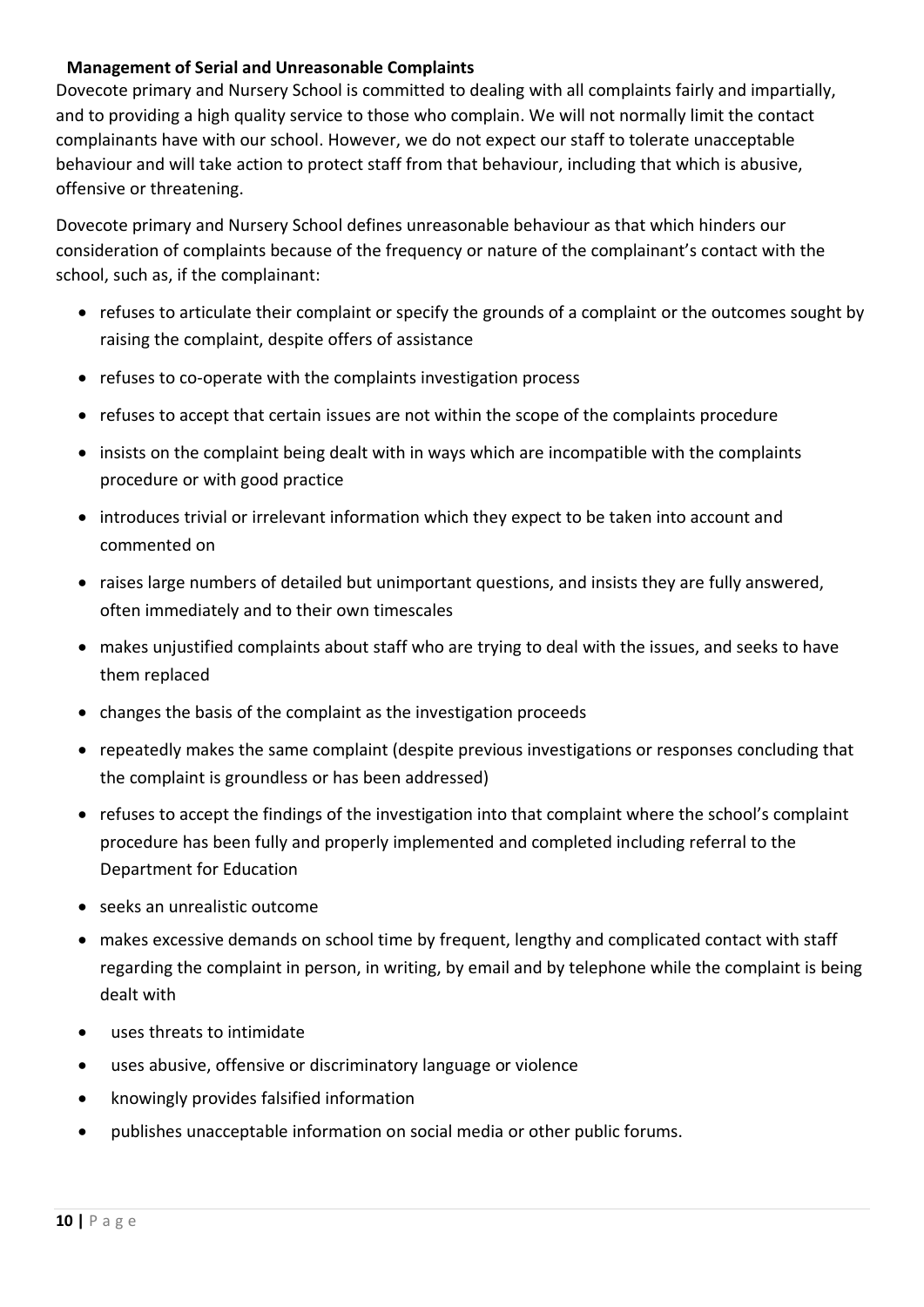**Management of Serial and Unreasonable Complaints**

Dovecote primary and Nursery School is committed to dealing with all complaints fairly and impartially, and to providing a high quality service to those who complain. We will not normally limit the contact complainants have with our school. However, we do not expect our staff to tolerate unacceptable behaviour and will take action to protect staff from that behaviour, including that which is abusive, offensive or threatening.

Dovecote primary and Nursery School defines unreasonable behaviour as that which hinders our consideration of complaints because of the frequency or nature of the complainant's contact with the school, such as, if the complainant:

- refuses to articulate their complaint or specify the grounds of a complaint or the outcomes sought by raising the complaint, despite offers of assistance
- refuses to co-operate with the complaints investigation process
- refuses to accept that certain issues are not within the scope of the complaints procedure
- insists on the complaint being dealt with in ways which are incompatible with the complaints procedure or with good practice
- introduces trivial or irrelevant information which they expect to be taken into account and commented on
- raises large numbers of detailed but unimportant questions, and insists they are fully answered, often immediately and to their own timescales
- makes unjustified complaints about staff who are trying to deal with the issues, and seeks to have them replaced
- changes the basis of the complaint as the investigation proceeds
- repeatedly makes the same complaint (despite previous investigations or responses concluding that the complaint is groundless or has been addressed)
- refuses to accept the findings of the investigation into that complaint where the school's complaint procedure has been fully and properly implemented and completed including referral to the Department for Education
- seeks an unrealistic outcome
- makes excessive demands on school time by frequent, lengthy and complicated contact with staff regarding the complaint in person, in writing, by email and by telephone while the complaint is being dealt with
- uses threats to intimidate
- uses abusive, offensive or discriminatory language or violence
- knowingly provides falsified information
- publishes unacceptable information on social media or other public forums.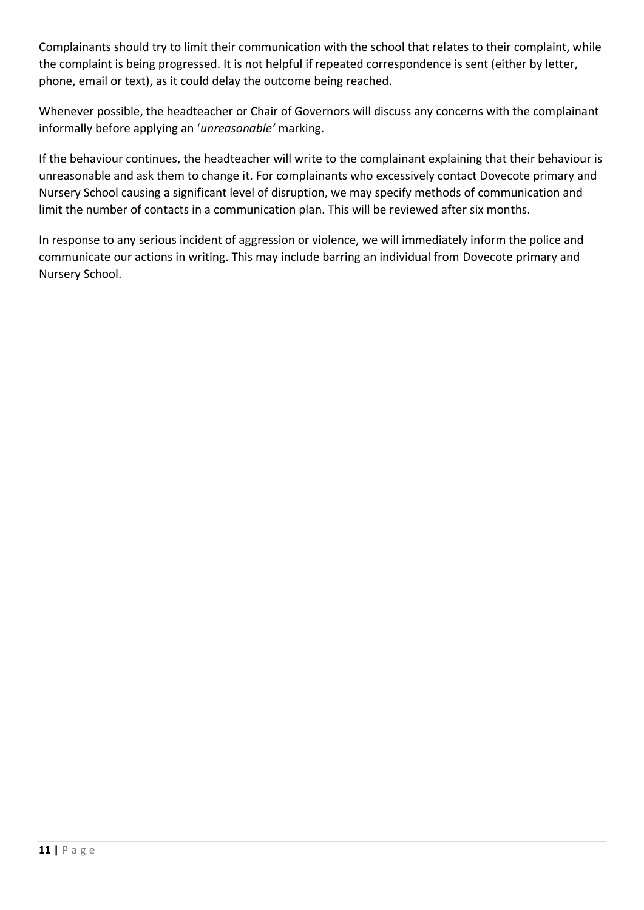Complainants should try to limit their communication with the school that relates to their complaint, while the complaint is being progressed. It is not helpful if repeated correspondence is sent (either by letter, phone, email or text), as it could delay the outcome being reached.

Whenever possible, the headteacher or Chair of Governors will discuss any concerns with the complainant informally before applying an '*unreasonable'* marking.

If the behaviour continues, the headteacher will write to the complainant explaining that their behaviour is unreasonable and ask them to change it. For complainants who excessively contact Dovecote primary and Nursery School causing a significant level of disruption, we may specify methods of communication and limit the number of contacts in a communication plan. This will be reviewed after six months.

In response to any serious incident of aggression or violence, we will immediately inform the police and communicate our actions in writing. This may include barring an individual from Dovecote primary and Nursery School.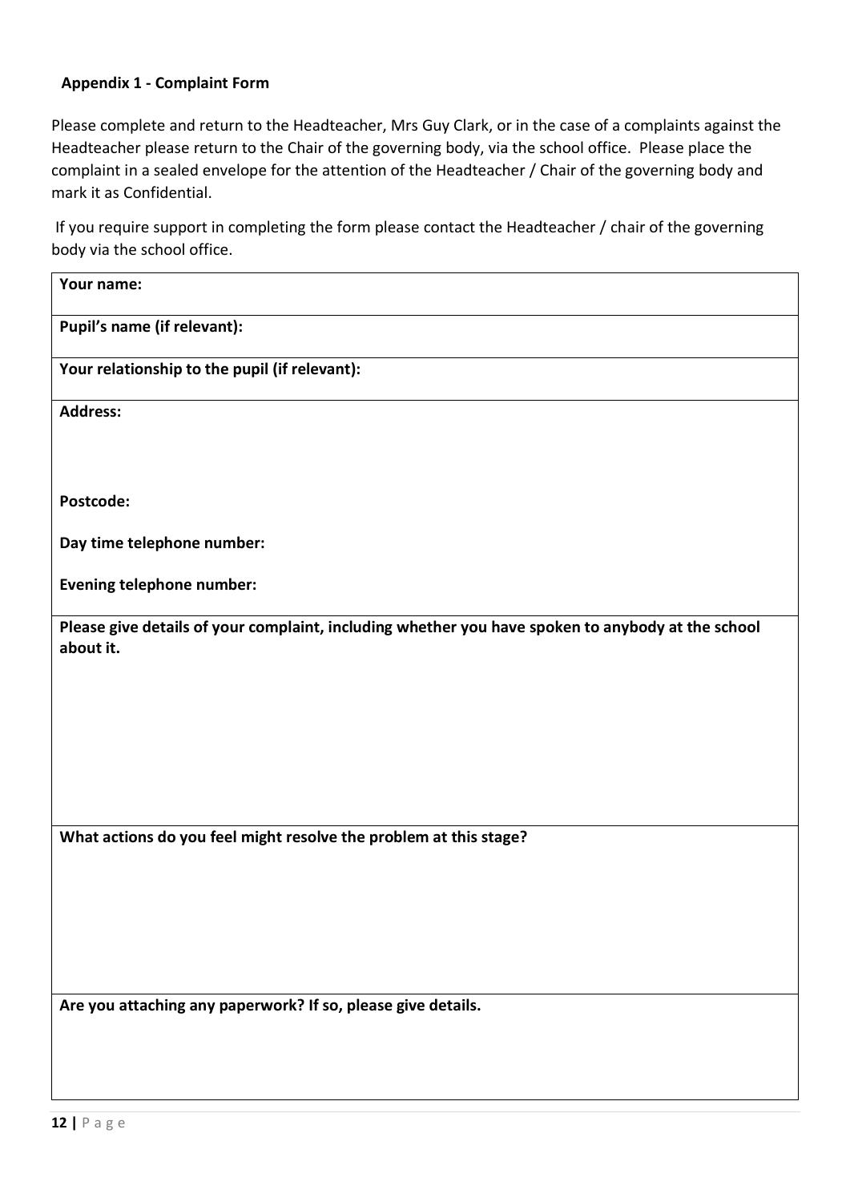**Appendix 1 - Complaint Form**

Please complete and return to the Headteacher, Mrs Guy Clark, or in the case of a complaints against the Headteacher please return to the Chair of the governing body, via the school office. Please place the complaint in a sealed envelope for the attention of the Headteacher / Chair of the governing body and mark it as Confidential.

If you require support in completing the form please contact the Headteacher / chair of the governing body via the school office.

| **Your name:** |
|---|
| **Pupil's name (if relevant):** |
| **Your relationship to the pupil (if relevant):** |
| **Address:**<br><br><br>**Postcode:**<br><br>**Day time telephone number:**<br><br>**Evening telephone number:** |
| **Please give details of your complaint, including whether you have spoken to anybody at the school about it.** |
| **What actions do you feel might resolve the problem at this stage?** |
| **Are you attaching any paperwork? If so, please give details.** |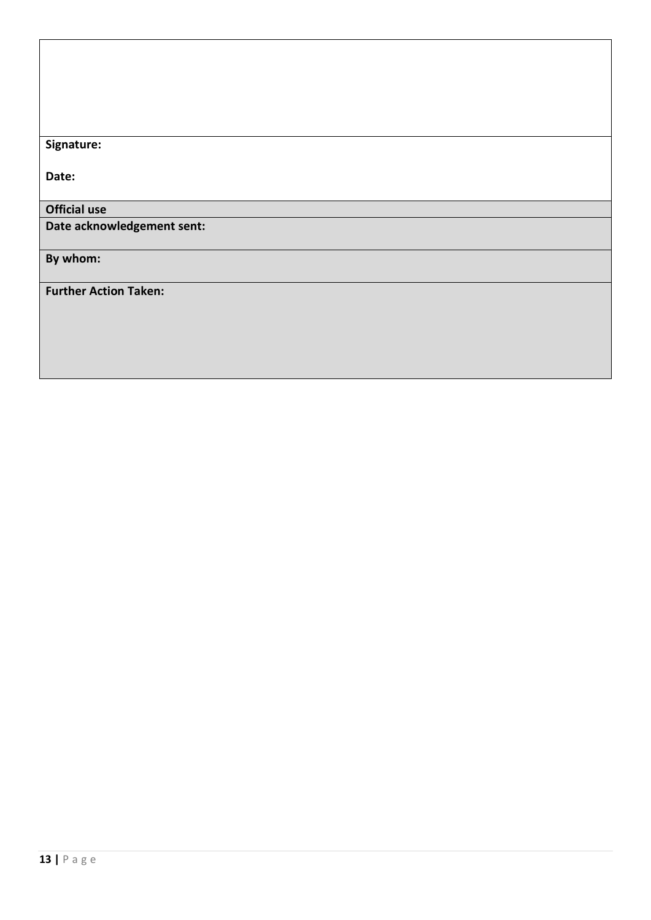| |
|---|
| |
| **Signature:**<br><br>**Date:** |
| **Official use** |
| **Date acknowledgement sent:** |
| **By whom:** |
| **Further Action Taken:** |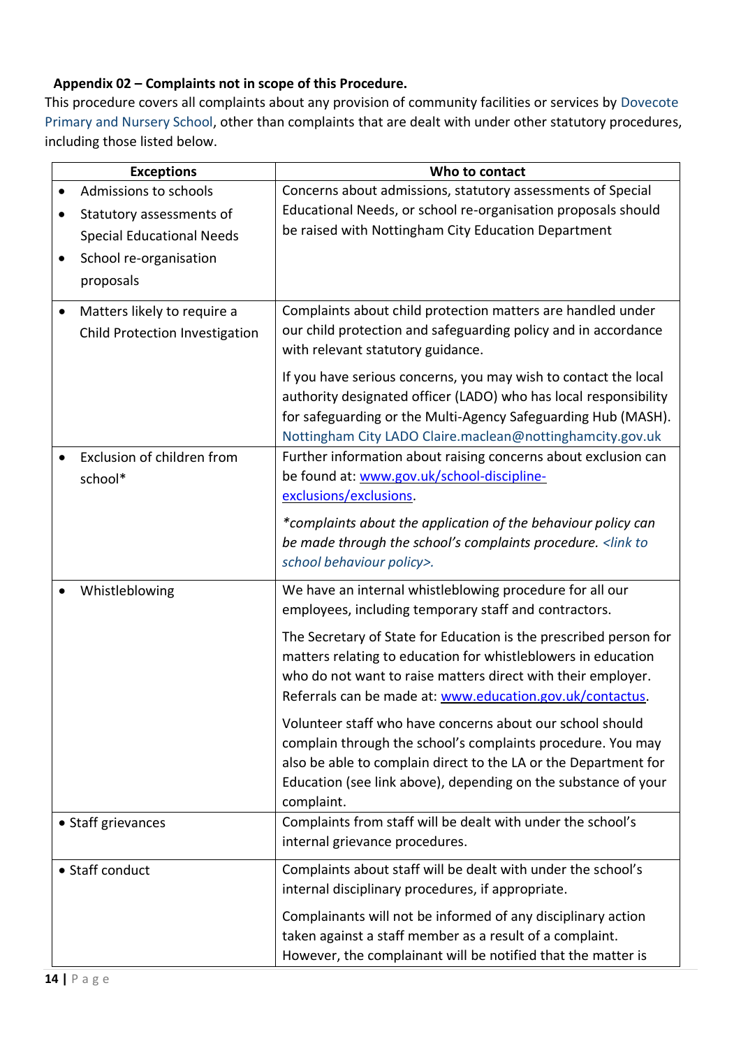**Appendix 02 – Complaints not in scope of this Procedure.**

This procedure covers all complaints about any provision of community facilities or services by Dovecote Primary and Nursery School, other than complaints that are dealt with under other statutory procedures, including those listed below.

| Exceptions | Who to contact |
|---|---|
| • Admissions to schools<br>• Statutory assessments of Special Educational Needs<br>• School re-organisation proposals | Concerns about admissions, statutory assessments of Special Educational Needs, or school re-organisation proposals should be raised with Nottingham City Education Department |
| • Matters likely to require a Child Protection Investigation | Complaints about child protection matters are handled under our child protection and safeguarding policy and in accordance with relevant statutory guidance.<br><br>If you have serious concerns, you may wish to contact the local authority designated officer (LADO) who has local responsibility for safeguarding or the Multi-Agency Safeguarding Hub (MASH). Nottingham City LADO Claire.maclean@nottinghamcity.gov.uk |
| • Exclusion of children from school* | Further information about raising concerns about exclusion can be found at: [www.gov.uk/school-discipline-exclusions/exclusions](www.gov.uk/school-discipline-exclusions/exclusions).<br><br>*\*complaints about the application of the behaviour policy can be made through the school's complaints procedure. <link to school behaviour policy>.* |
| • Whistleblowing | We have an internal whistleblowing procedure for all our employees, including temporary staff and contractors.<br><br>The Secretary of State for Education is the prescribed person for matters relating to education for whistleblowers in education who do not want to raise matters direct with their employer. Referrals can be made at: [www.education.gov.uk/contactus](www.education.gov.uk/contactus).<br><br>Volunteer staff who have concerns about our school should complain through the school's complaints procedure. You may also be able to complain direct to the LA or the Department for Education (see link above), depending on the substance of your complaint. |
| • Staff grievances | Complaints from staff will be dealt with under the school's internal grievance procedures. |
| • Staff conduct | Complaints about staff will be dealt with under the school's internal disciplinary procedures, if appropriate.<br><br>Complainants will not be informed of any disciplinary action taken against a staff member as a result of a complaint. However, the complainant will be notified that the matter is |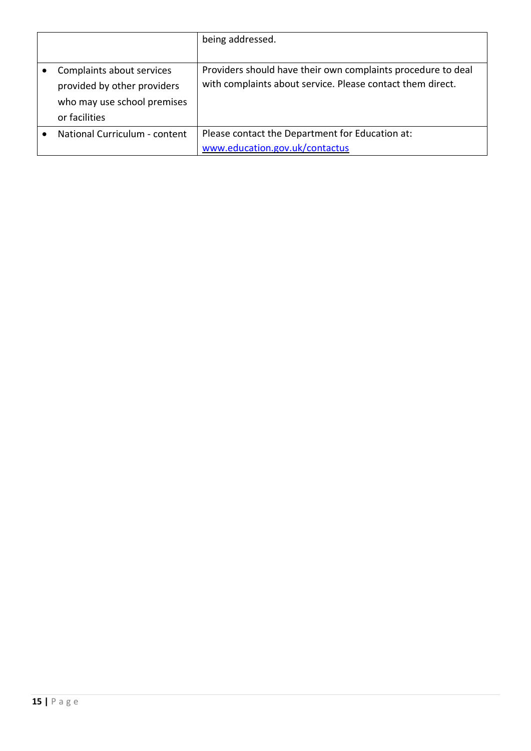| | |
|---|---|
| | being addressed. |
| • Complaints about services provided by other providers who may use school premises or facilities | Providers should have their own complaints procedure to deal with complaints about service. Please contact them direct. |
| • National Curriculum - content | Please contact the Department for Education at: [www.education.gov.uk/contactus](www.education.gov.uk/contactus) |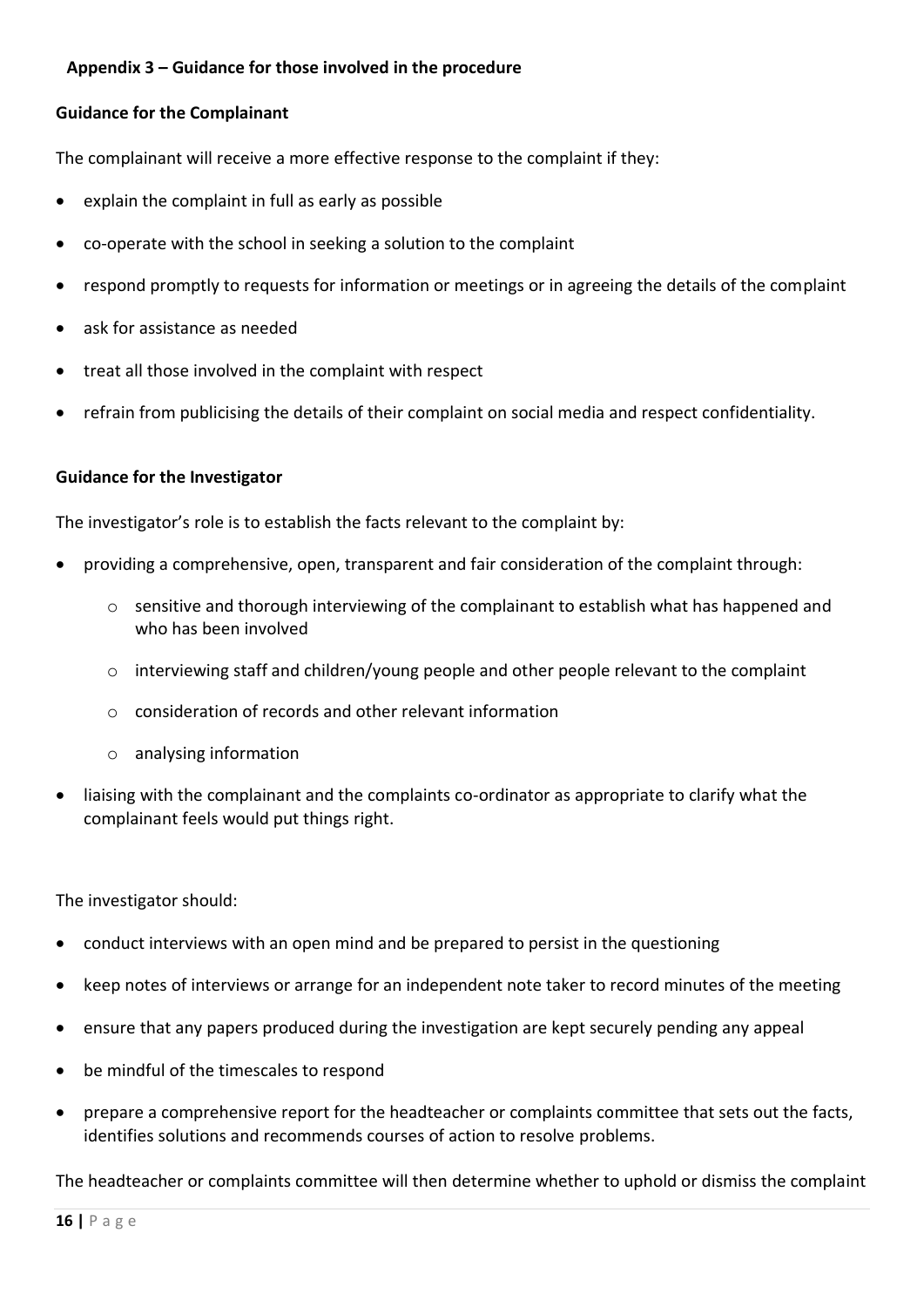## Appendix 3 – Guidance for those involved in the procedure

### Guidance for the Complainant

The complainant will receive a more effective response to the complaint if they:

- explain the complaint in full as early as possible
- co-operate with the school in seeking a solution to the complaint
- respond promptly to requests for information or meetings or in agreeing the details of the complaint
- ask for assistance as needed
- treat all those involved in the complaint with respect
- refrain from publicising the details of their complaint on social media and respect confidentiality.

### Guidance for the Investigator

The investigator's role is to establish the facts relevant to the complaint by:

- providing a comprehensive, open, transparent and fair consideration of the complaint through:
  - sensitive and thorough interviewing of the complainant to establish what has happened and who has been involved
  - interviewing staff and children/young people and other people relevant to the complaint
  - consideration of records and other relevant information
  - analysing information
- liaising with the complainant and the complaints co-ordinator as appropriate to clarify what the complainant feels would put things right.

The investigator should:

- conduct interviews with an open mind and be prepared to persist in the questioning
- keep notes of interviews or arrange for an independent note taker to record minutes of the meeting
- ensure that any papers produced during the investigation are kept securely pending any appeal
- be mindful of the timescales to respond
- prepare a comprehensive report for the headteacher or complaints committee that sets out the facts, identifies solutions and recommends courses of action to resolve problems.

The headteacher or complaints committee will then determine whether to uphold or dismiss the complaint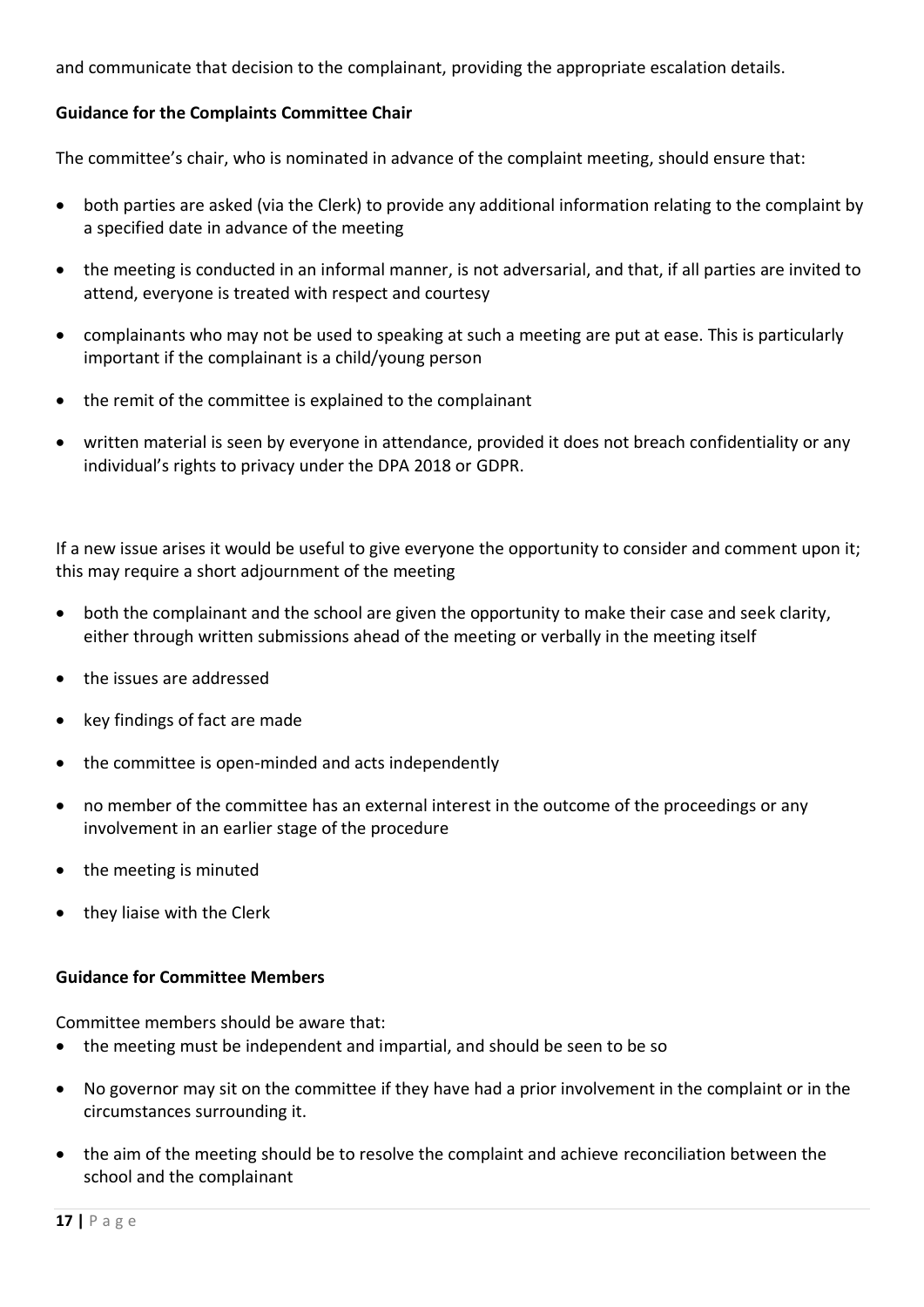and communicate that decision to the complainant, providing the appropriate escalation details.

**Guidance for the Complaints Committee Chair**

The committee's chair, who is nominated in advance of the complaint meeting, should ensure that:

- both parties are asked (via the Clerk) to provide any additional information relating to the complaint by a specified date in advance of the meeting
- the meeting is conducted in an informal manner, is not adversarial, and that, if all parties are invited to attend, everyone is treated with respect and courtesy
- complainants who may not be used to speaking at such a meeting are put at ease. This is particularly important if the complainant is a child/young person
- the remit of the committee is explained to the complainant
- written material is seen by everyone in attendance, provided it does not breach confidentiality or any individual's rights to privacy under the DPA 2018 or GDPR.

If a new issue arises it would be useful to give everyone the opportunity to consider and comment upon it; this may require a short adjournment of the meeting

- both the complainant and the school are given the opportunity to make their case and seek clarity, either through written submissions ahead of the meeting or verbally in the meeting itself
- the issues are addressed
- key findings of fact are made
- the committee is open-minded and acts independently
- no member of the committee has an external interest in the outcome of the proceedings or any involvement in an earlier stage of the procedure
- the meeting is minuted
- they liaise with the Clerk

**Guidance for Committee Members**

Committee members should be aware that:

- the meeting must be independent and impartial, and should be seen to be so
- No governor may sit on the committee if they have had a prior involvement in the complaint or in the circumstances surrounding it.
- the aim of the meeting should be to resolve the complaint and achieve reconciliation between the school and the complainant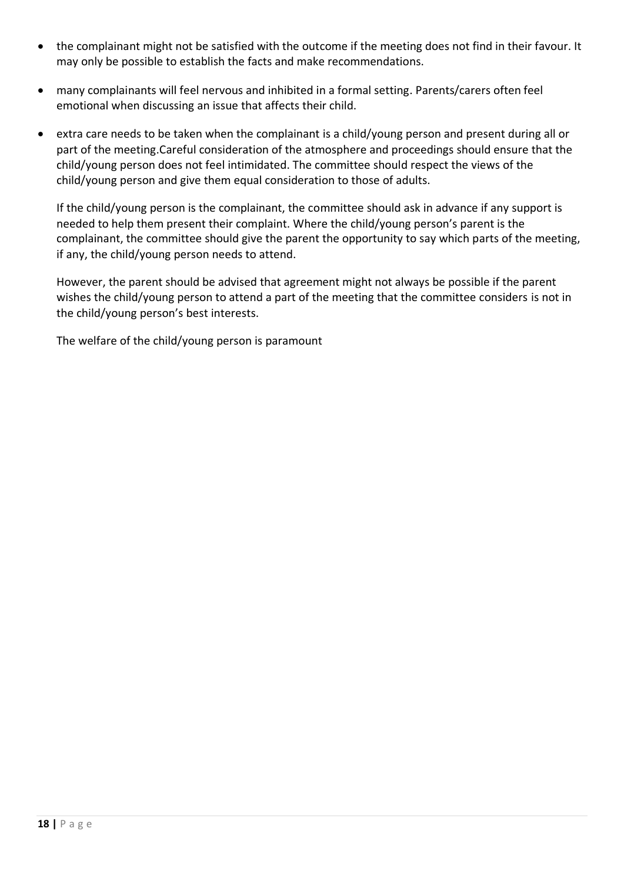- the complainant might not be satisfied with the outcome if the meeting does not find in their favour. It may only be possible to establish the facts and make recommendations.
- many complainants will feel nervous and inhibited in a formal setting. Parents/carers often feel emotional when discussing an issue that affects their child.
- extra care needs to be taken when the complainant is a child/young person and present during all or part of the meeting.Careful consideration of the atmosphere and proceedings should ensure that the child/young person does not feel intimidated. The committee should respect the views of the child/young person and give them equal consideration to those of adults.

  If the child/young person is the complainant, the committee should ask in advance if any support is needed to help them present their complaint. Where the child/young person's parent is the complainant, the committee should give the parent the opportunity to say which parts of the meeting, if any, the child/young person needs to attend.

  However, the parent should be advised that agreement might not always be possible if the parent wishes the child/young person to attend a part of the meeting that the committee considers is not in the child/young person's best interests.

  The welfare of the child/young person is paramount